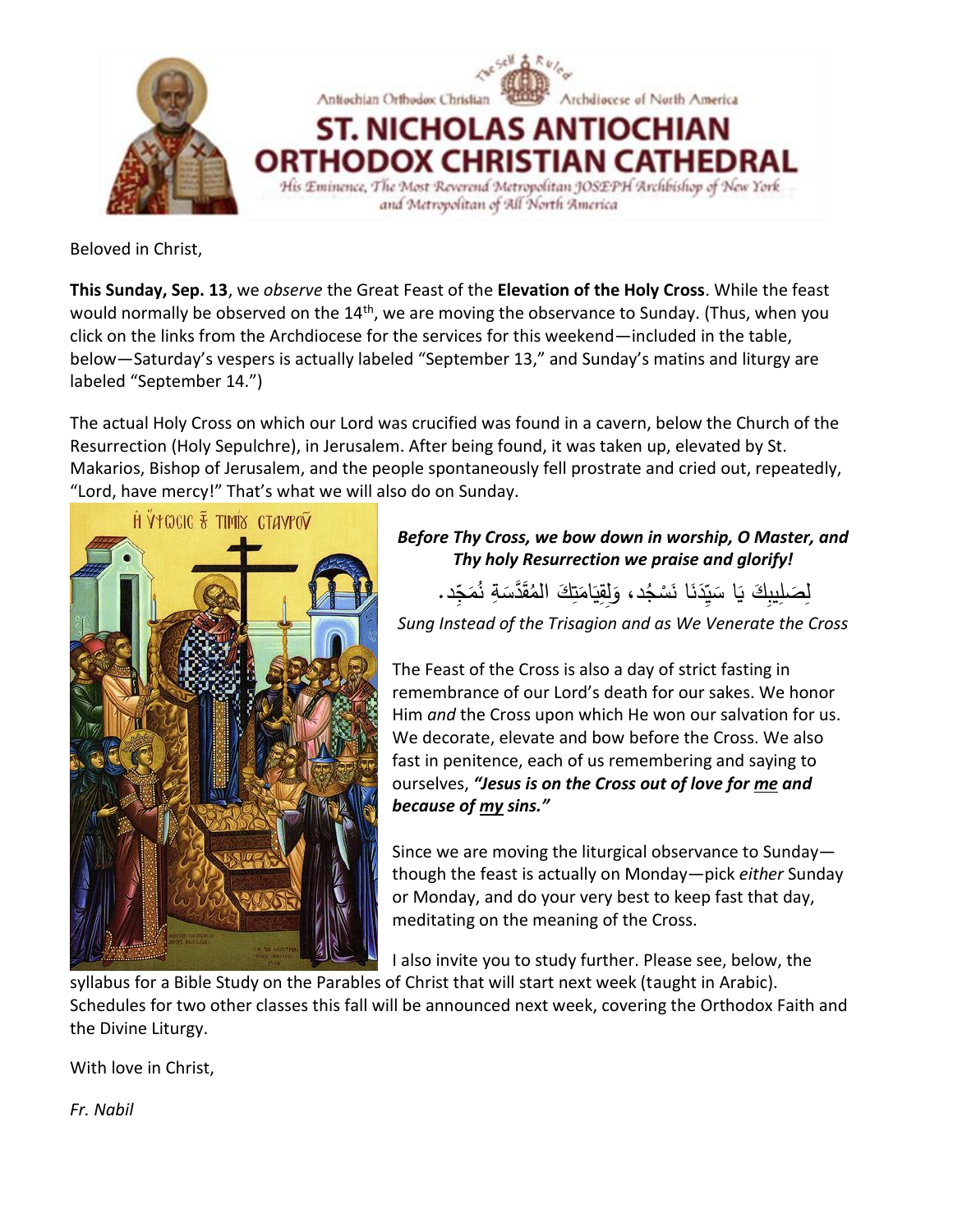Antiochian Orthodox Christian Archdiocese of North America

# ST. NICHOLAS ANTIOCHIAN ORTHODOX CHRISTIAN CATHEDRAL

*His Eminence, The Most Reverend Metropolitan JOSEPH Archbishop of New York and Metropolitan of All North America*

Beloved in Christ,

**This Sunday, Sep. 13**, we *observe* the Great Feast of the **Elevation of the Holy Cross**. While the feast would normally be observed on the 14th, we are moving the observance to Sunday. (Thus, when you click on the links from the Archdiocese for the services for this weekend—included in the table, below—Saturday's vespers is actually labeled "September 13," and Sunday's matins and liturgy are labeled "September 14.")

The actual Holy Cross on which our Lord was crucified was found in a cavern, below the Church of the Resurrection (Holy Sepulchre), in Jerusalem. After being found, it was taken up, elevated by St. Makarios, Bishop of Jerusalem, and the people spontaneously fell prostrate and cried out, repeatedly, "Lord, have mercy!" That's what we will also do on Sunday.

***Before Thy Cross, we bow down in worship, O Master, and Thy holy Resurrection we praise and glorify!***

لِصَلِيبِكَ يَا سَيِّدَنَا نَسْجُد، وَلِقِيَامَتِكَ المُقَدَّسَةِ نُمَجِّد.

*Sung Instead of the Trisagion and as We Venerate the Cross*

The Feast of the Cross is also a day of strict fasting in remembrance of our Lord's death for our sakes. We honor Him *and* the Cross upon which He won our salvation for us. We decorate, elevate and bow before the Cross. We also fast in penitence, each of us remembering and saying to ourselves, ***"Jesus is on the Cross out of love for <u>me</u> and because of <u>my</u> sins."***

Since we are moving the liturgical observance to Sunday—though the feast is actually on Monday—pick *either* Sunday or Monday, and do your very best to keep fast that day, meditating on the meaning of the Cross.

I also invite you to study further. Please see, below, the syllabus for a Bible Study on the Parables of Christ that will start next week (taught in Arabic). Schedules for two other classes this fall will be announced next week, covering the Orthodox Faith and the Divine Liturgy.

With love in Christ,

*Fr. Nabil*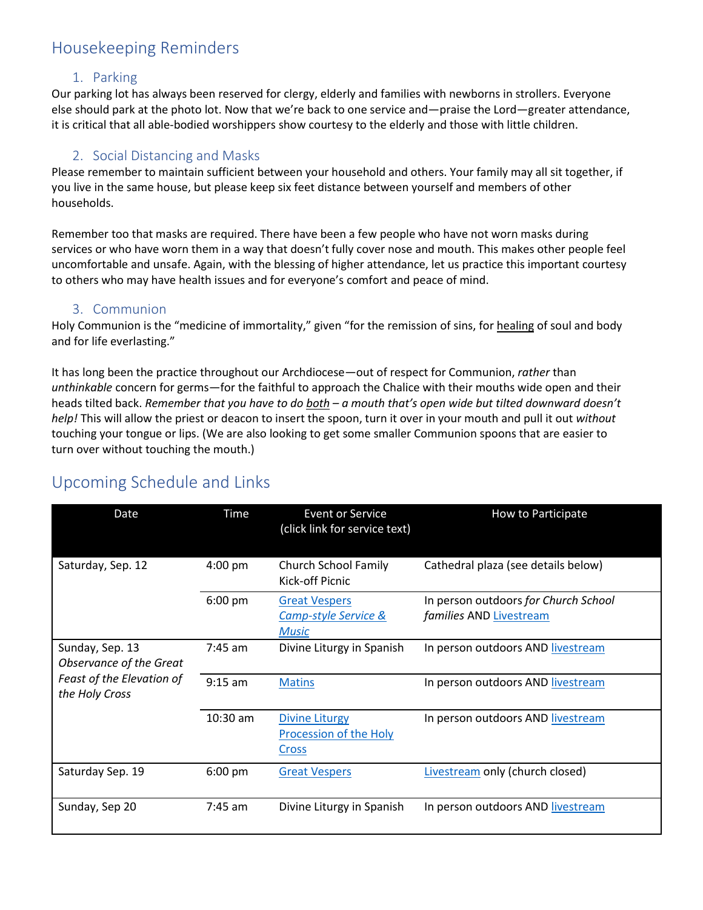# Housekeeping Reminders

## 1. Parking

Our parking lot has always been reserved for clergy, elderly and families with newborns in strollers. Everyone else should park at the photo lot. Now that we're back to one service and—praise the Lord—greater attendance, it is critical that all able-bodied worshippers show courtesy to the elderly and those with little children.

## 2. Social Distancing and Masks

Please remember to maintain sufficient between your household and others. Your family may all sit together, if you live in the same house, but please keep six feet distance between yourself and members of other households.

Remember too that masks are required. There have been a few people who have not worn masks during services or who have worn them in a way that doesn't fully cover nose and mouth. This makes other people feel uncomfortable and unsafe. Again, with the blessing of higher attendance, let us practice this important courtesy to others who may have health issues and for everyone's comfort and peace of mind.

## 3. Communion

Holy Communion is the "medicine of immortality," given "for the remission of sins, for healing of soul and body and for life everlasting."

It has long been the practice throughout our Archdiocese—out of respect for Communion, *rather* than *unthinkable* concern for germs—for the faithful to approach the Chalice with their mouths wide open and their heads tilted back. *Remember that you have to do both – a mouth that's open wide but tilted downward doesn't help!* This will allow the priest or deacon to insert the spoon, turn it over in your mouth and pull it out *without* touching your tongue or lips. (We are also looking to get some smaller Communion spoons that are easier to turn over without touching the mouth.)

# Upcoming Schedule and Links

| Date | Time | Event or Service (click link for service text) | How to Participate |
|---|---|---|---|
| Saturday, Sep. 12 | 4:00 pm | Church School Family Kick-off Picnic | Cathedral plaza (see details below) |
| | 6:00 pm | Great Vespers *Camp-style Service & Music* | In person outdoors *for Church School families* AND Livestream |
| Sunday, Sep. 13 *Observance of the Great Feast of the Elevation of the Holy Cross* | 7:45 am | Divine Liturgy in Spanish | In person outdoors AND livestream |
| | 9:15 am | Matins | In person outdoors AND livestream |
| | 10:30 am | Divine Liturgy Procession of the Holy Cross | In person outdoors AND livestream |
| Saturday Sep. 19 | 6:00 pm | Great Vespers | Livestream only (church closed) |
| Sunday, Sep 20 | 7:45 am | Divine Liturgy in Spanish | In person outdoors AND livestream |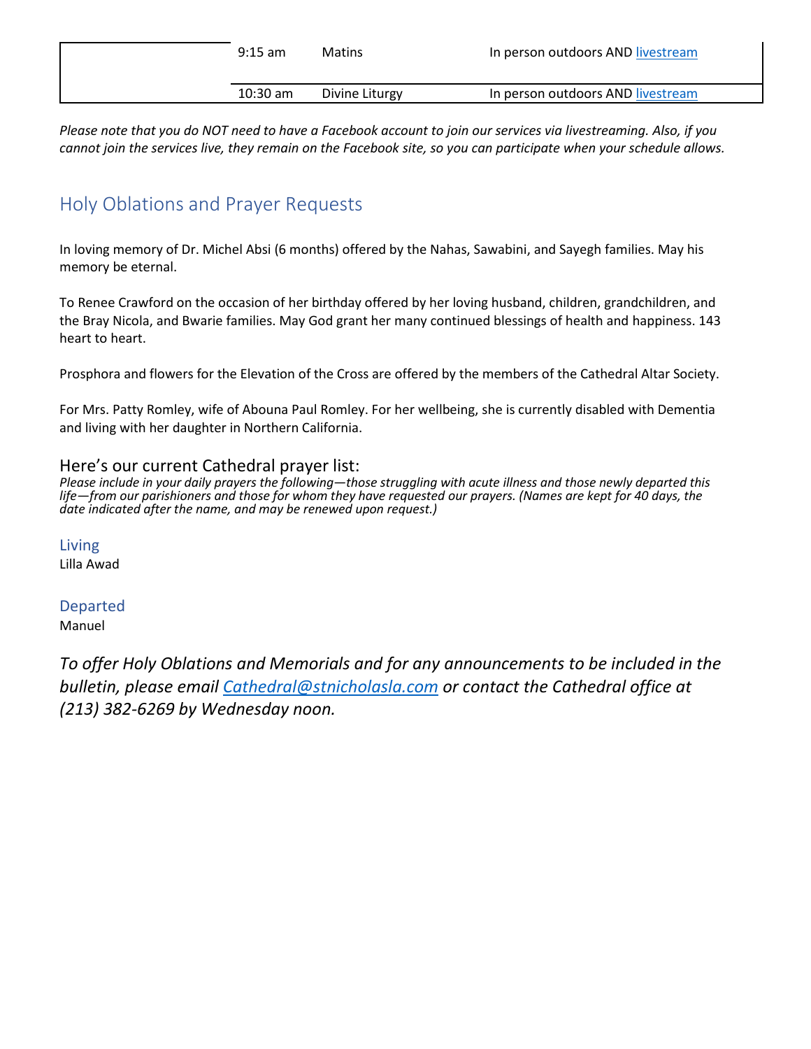| | | | |
|---|---|---|---|
| | 9:15 am | Matins | In person outdoors AND livestream |
| | 10:30 am | Divine Liturgy | In person outdoors AND livestream |

*Please note that you do NOT need to have a Facebook account to join our services via livestreaming. Also, if you cannot join the services live, they remain on the Facebook site, so you can participate when your schedule allows.*

## Holy Oblations and Prayer Requests

In loving memory of Dr. Michel Absi (6 months) offered by the Nahas, Sawabini, and Sayegh families. May his memory be eternal.

To Renee Crawford on the occasion of her birthday offered by her loving husband, children, grandchildren, and the Bray Nicola, and Bwarie families. May God grant her many continued blessings of health and happiness. 143 heart to heart.

Prosphora and flowers for the Elevation of the Cross are offered by the members of the Cathedral Altar Society.

For Mrs. Patty Romley, wife of Abouna Paul Romley. For her wellbeing, she is currently disabled with Dementia and living with her daughter in Northern California.

### Here's our current Cathedral prayer list:

*Please include in your daily prayers the following—those struggling with acute illness and those newly departed this life—from our parishioners and those for whom they have requested our prayers. (Names are kept for 40 days, the date indicated after the name, and may be renewed upon request.)*

#### Living

Lilla Awad

#### Departed

Manuel

*To offer Holy Oblations and Memorials and for any announcements to be included in the bulletin, please email Cathedral@stnicholasla.com or contact the Cathedral office at (213) 382-6269 by Wednesday noon.*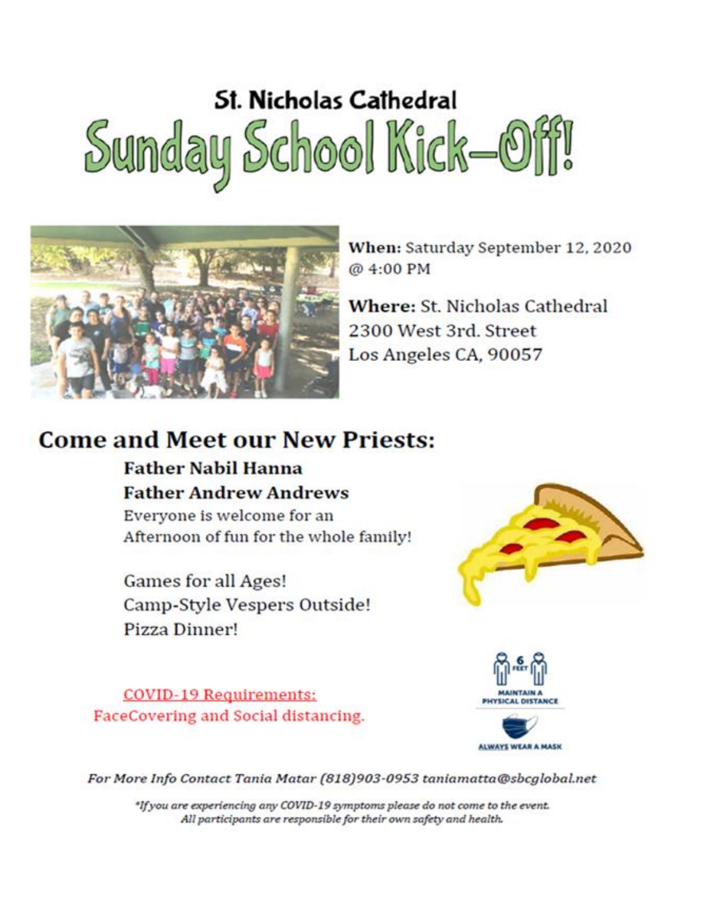# St. Nicholas Cathedral

# Sunday School Kick–Off!

**When:** Saturday September 12, 2020 @ 4:00 PM

**Where:** St. Nicholas Cathedral
2300 West 3rd. Street
Los Angeles CA, 90057

## Come and Meet our New Priests:

**Father Nabil Hanna**
**Father Andrew Andrews**

Everyone is welcome for an Afternoon of fun for the whole family!

Games for all Ages!
Camp-Style Vespers Outside!
Pizza Dinner!

COVID-19 Requirements:
FaceCovering and Social distancing.

6 FEET
MAINTAIN A PHYSICAL DISTANCE

ALWAYS WEAR A MASK

*For More Info Contact Tania Matar (818)903-0953 taniamatta@sbcglobal.net*

*\*If you are experiencing any COVID-19 symptoms please do not come to the event. All participants are responsible for their own safety and health.*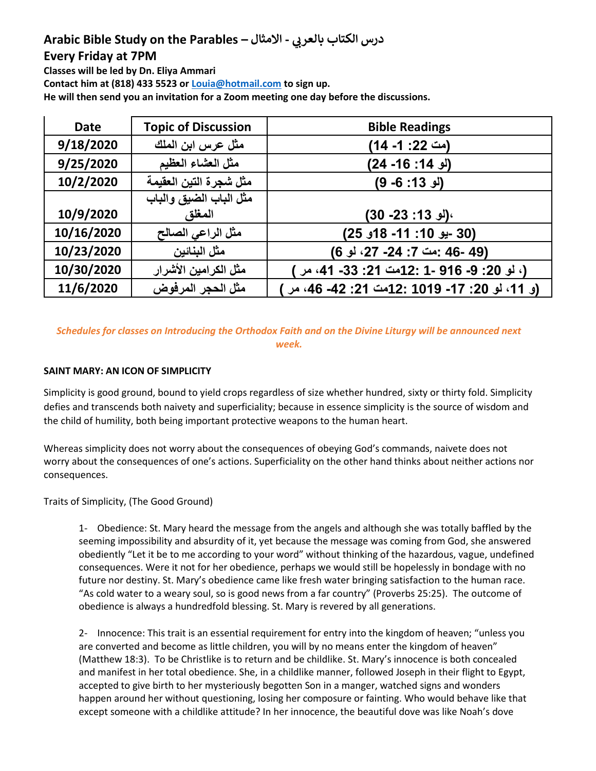# Arabic Bible Study on the Parables – درس الكتاب بالعربي - الامثال

## Every Friday at 7PM

**Classes will be led by Dn. Eliya Ammari**

**Contact him at (818) 433 5523 or [Louia@hotmail.com](mailto:Louia@hotmail.com) to sign up.**

**He will then send you an invitation for a Zoom meeting one day before the discussions.**

| Date | Topic of Discussion | Bible Readings |
|---|---|---|
| 9/18/2020 | مثل عرس ابن الملك | (مت 22: 1- 14) |
| 9/25/2020 | مثل العشاء العظيم | (لو 14: 16- 24) |
| 10/2/2020 | مثل شجرة التين العقيمة | (لو 13: 6- 9) |
| 10/9/2020 | مثل الباب الضيق والباب المغلق | ،(لو 13: 23- 30) |
| 10/16/2020 | مثل الراعي الصالح | (30 -يو 10: 11- 18و 25) |
| 10/23/2020 | مثل البنائين | (49 -46 :مت 7: 24- 27، لو 6) |
| 10/30/2020 | مثل الكرامين الأشرار | (، لو 20: 9- 916 -1 :12مت 21: 33- 41، مر ) |
| 11/6/2020 | مثل الحجر المرفوض | (و 11، لو 20: 17- 1019 :12مت 21: 42- 46، مر ) |

*Schedules for classes on Introducing the Orthodox Faith and on the Divine Liturgy will be announced next week.*

**SAINT MARY: AN ICON OF SIMPLICITY**

Simplicity is good ground, bound to yield crops regardless of size whether hundred, sixty or thirty fold. Simplicity defies and transcends both naivety and superficiality; because in essence simplicity is the source of wisdom and the child of humility, both being important protective weapons to the human heart.

Whereas simplicity does not worry about the consequences of obeying God's commands, naivete does not worry about the consequences of one's actions. Superficiality on the other hand thinks about neither actions nor consequences.

Traits of Simplicity, (The Good Ground)

1- Obedience: St. Mary heard the message from the angels and although she was totally baffled by the seeming impossibility and absurdity of it, yet because the message was coming from God, she answered obediently "Let it be to me according to your word" without thinking of the hazardous, vague, undefined consequences. Were it not for her obedience, perhaps we would still be hopelessly in bondage with no future nor destiny. St. Mary's obedience came like fresh water bringing satisfaction to the human race. "As cold water to a weary soul, so is good news from a far country" (Proverbs 25:25). The outcome of obedience is always a hundredfold blessing. St. Mary is revered by all generations.

2- Innocence: This trait is an essential requirement for entry into the kingdom of heaven; "unless you are converted and become as little children, you will by no means enter the kingdom of heaven" (Matthew 18:3). To be Christlike is to return and be childlike. St. Mary's innocence is both concealed and manifest in her total obedience. She, in a childlike manner, followed Joseph in their flight to Egypt, accepted to give birth to her mysteriously begotten Son in a manger, watched signs and wonders happen around her without questioning, losing her composure or fainting. Who would behave like that except someone with a childlike attitude? In her innocence, the beautiful dove was like Noah's dove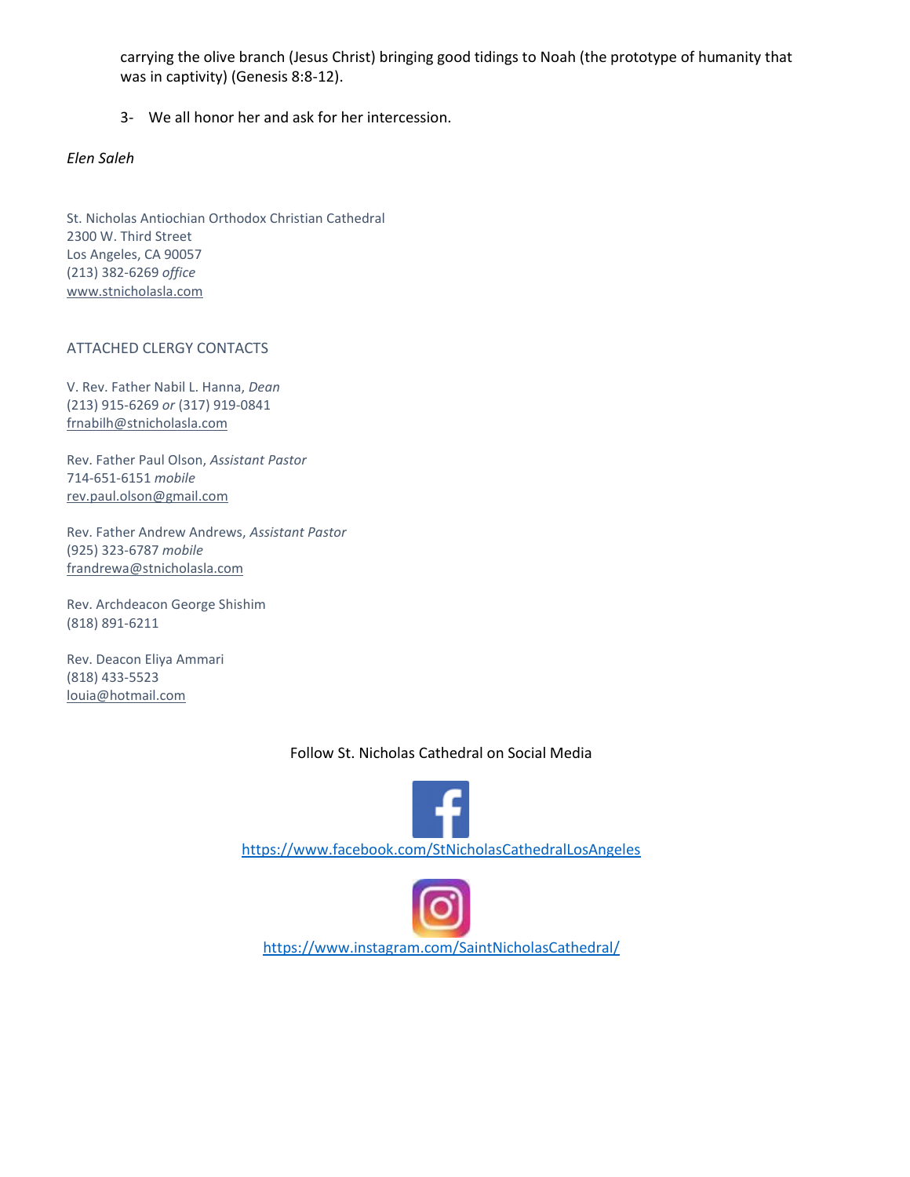carrying the olive branch (Jesus Christ) bringing good tidings to Noah (the prototype of humanity that was in captivity) (Genesis 8:8-12).

3- We all honor her and ask for her intercession.

*Elen Saleh*

St. Nicholas Antiochian Orthodox Christian Cathedral
2300 W. Third Street
Los Angeles, CA 90057
(213) 382-6269 *office*
www.stnicholasla.com

ATTACHED CLERGY CONTACTS

V. Rev. Father Nabil L. Hanna, *Dean*
(213) 915-6269 *or* (317) 919-0841
frnabilh@stnicholasla.com

Rev. Father Paul Olson, *Assistant Pastor*
714-651-6151 *mobile*
rev.paul.olson@gmail.com

Rev. Father Andrew Andrews, *Assistant Pastor*
(925) 323-6787 *mobile*
frandrewa@stnicholasla.com

Rev. Archdeacon George Shishim
(818) 891-6211

Rev. Deacon Eliya Ammari
(818) 433-5523
louia@hotmail.com

Follow St. Nicholas Cathedral on Social Media

https://www.facebook.com/StNicholasCathedralLosAngeles

https://www.instagram.com/SaintNicholasCathedral/